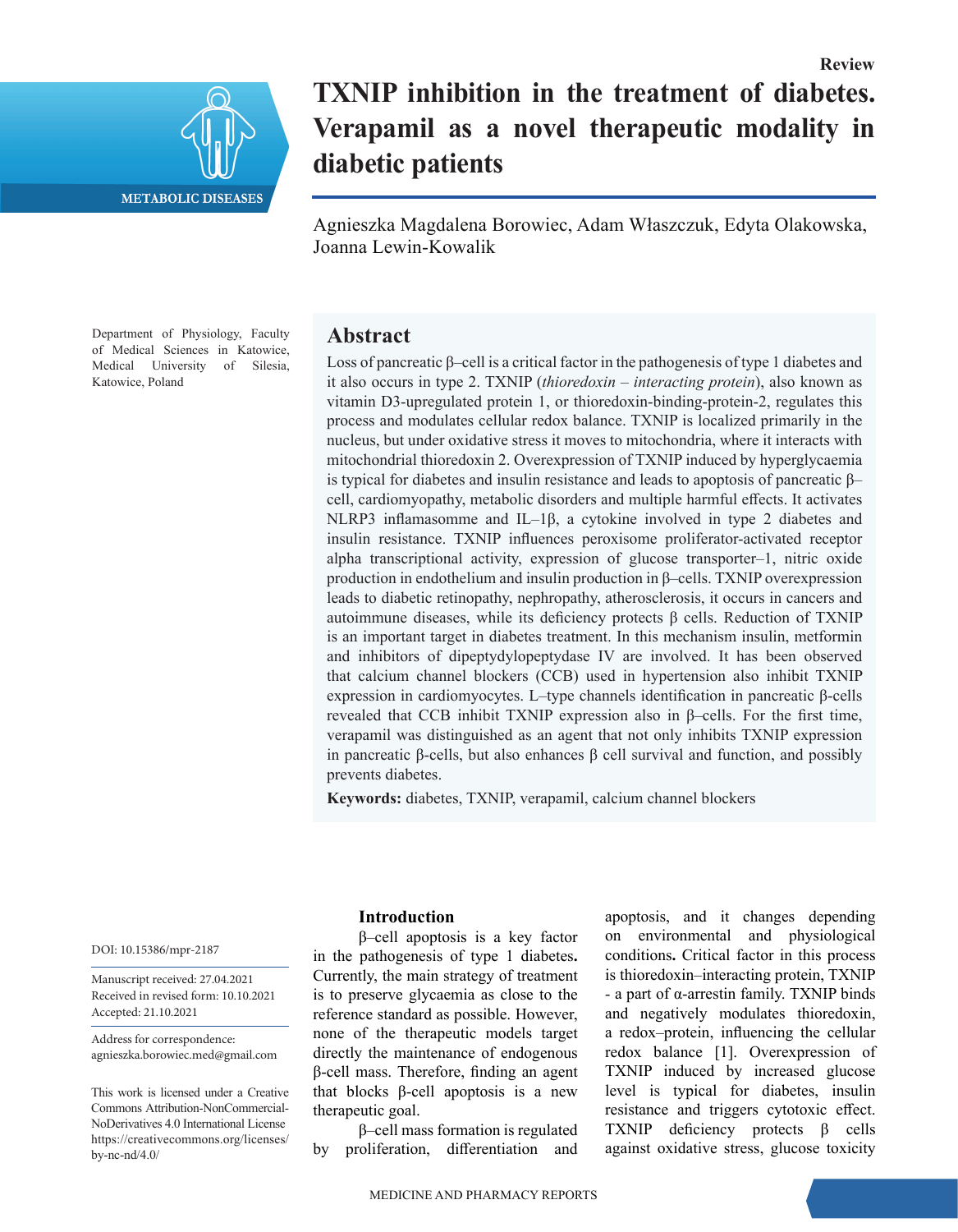Review

# TXNIP inhibition in the treatment of diabetes. Verapamil as a novel therapeutic modality in diabetic patients

Agnieszka Magdalena Borowiec, Adam Właszczuk, Edyta Olakowska, Joanna Lewin-Kowalik

Department of Physiology, Faculty of Medical Sciences in Katowice, Medical University of Silesia, Katowice, Poland

## Abstract

Loss of pancreatic β–cell is a critical factor in the pathogenesis of type 1 diabetes and it also occurs in type 2. TXNIP (*thioredoxin – interacting protein*), also known as vitamin D3-upregulated protein 1, or thioredoxin-binding-protein-2, regulates this process and modulates cellular redox balance. TXNIP is localized primarily in the nucleus, but under oxidative stress it moves to mitochondria, where it interacts with mitochondrial thioredoxin 2. Overexpression of TXNIP induced by hyperglycaemia is typical for diabetes and insulin resistance and leads to apoptosis of pancreatic β–cell, cardiomyopathy, metabolic disorders and multiple harmful effects. It activates NLRP3 inflamasomme and IL–1β, a cytokine involved in type 2 diabetes and insulin resistance. TXNIP influences peroxisome proliferator-activated receptor alpha transcriptional activity, expression of glucose transporter–1, nitric oxide production in endothelium and insulin production in β–cells. TXNIP overexpression leads to diabetic retinopathy, nephropathy, atherosclerosis, it occurs in cancers and autoimmune diseases, while its deficiency protects β cells. Reduction of TXNIP is an important target in diabetes treatment. In this mechanism insulin, metformin and inhibitors of dipeptydylopeptydase IV are involved. It has been observed that calcium channel blockers (CCB) used in hypertension also inhibit TXNIP expression in cardiomyocytes. L–type channels identification in pancreatic β-cells revealed that CCB inhibit TXNIP expression also in β–cells. For the first time, verapamil was distinguished as an agent that not only inhibits TXNIP expression in pancreatic β-cells, but also enhances β cell survival and function, and possibly prevents diabetes.

**Keywords:** diabetes, TXNIP, verapamil, calcium channel blockers

DOI: 10.15386/mpr-2187

Manuscript received: 27.04.2021
Received in revised form: 10.10.2021
Accepted: 21.10.2021

Address for correspondence:
agnieszka.borowiec.med@gmail.com

This work is licensed under a Creative Commons Attribution-NonCommercial-NoDerivatives 4.0 International License https://creativecommons.org/licenses/by-nc-nd/4.0/

## Introduction

β–cell apoptosis is a key factor in the pathogenesis of type 1 diabetes**.** Currently, the main strategy of treatment is to preserve glycaemia as close to the reference standard as possible. However, none of the therapeutic models target directly the maintenance of endogenous β-cell mass. Therefore, finding an agent that blocks β-cell apoptosis is a new therapeutic goal.

β–cell mass formation is regulated by proliferation, differentiation and apoptosis, and it changes depending on environmental and physiological conditions**.** Critical factor in this process is thioredoxin–interacting protein, TXNIP - a part of α-arrestin family. TXNIP binds and negatively modulates thioredoxin, a redox–protein, influencing the cellular redox balance [1]. Overexpression of TXNIP induced by increased glucose level is typical for diabetes, insulin resistance and triggers cytotoxic effect. TXNIP deficiency protects β cells against oxidative stress, glucose toxicity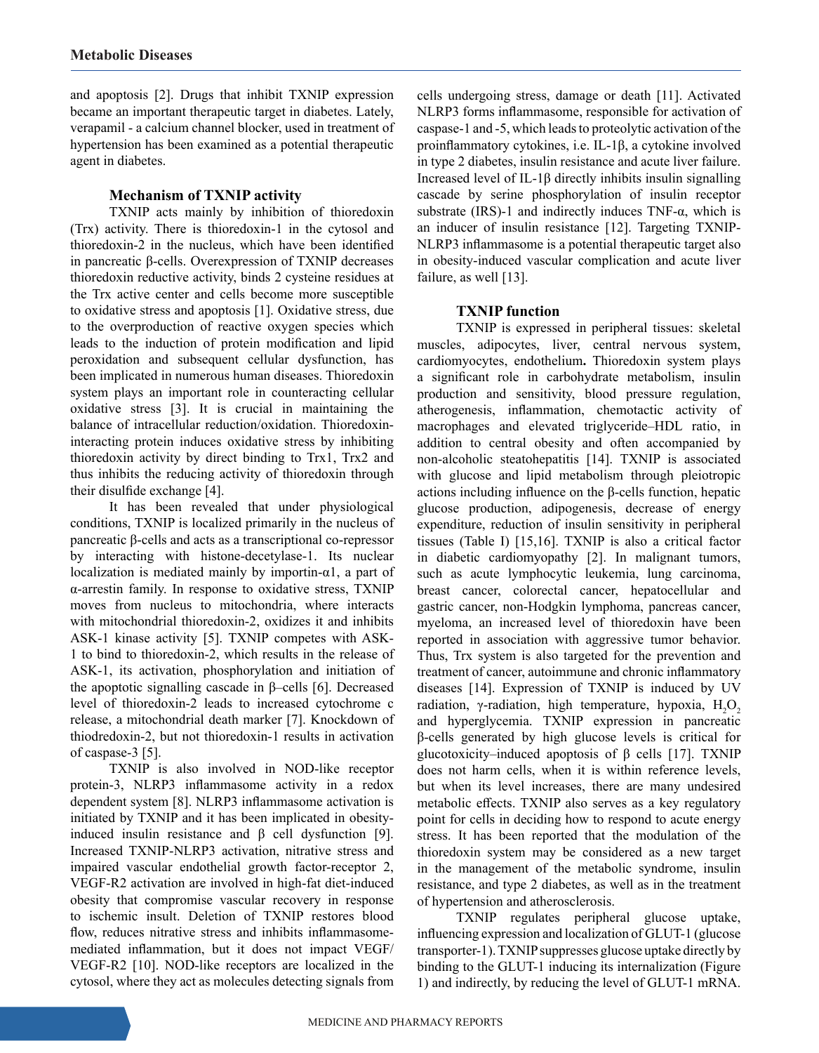and apoptosis [2]. Drugs that inhibit TXNIP expression became an important therapeutic target in diabetes. Lately, verapamil - a calcium channel blocker, used in treatment of hypertension has been examined as a potential therapeutic agent in diabetes.

### Mechanism of TXNIP activity

TXNIP acts mainly by inhibition of thioredoxin (Trx) activity. There is thioredoxin-1 in the cytosol and thioredoxin-2 in the nucleus, which have been identified in pancreatic β-cells. Overexpression of TXNIP decreases thioredoxin reductive activity, binds 2 cysteine residues at the Trx active center and cells become more susceptible to oxidative stress and apoptosis [1]. Oxidative stress, due to the overproduction of reactive oxygen species which leads to the induction of protein modification and lipid peroxidation and subsequent cellular dysfunction, has been implicated in numerous human diseases. Thioredoxin system plays an important role in counteracting cellular oxidative stress [3]. It is crucial in maintaining the balance of intracellular reduction/oxidation. Thioredoxin-interacting protein induces oxidative stress by inhibiting thioredoxin activity by direct binding to Trx1, Trx2 and thus inhibits the reducing activity of thioredoxin through their disulfide exchange [4].

It has been revealed that under physiological conditions, TXNIP is localized primarily in the nucleus of pancreatic β-cells and acts as a transcriptional co-repressor by interacting with histone-decetylase-1. Its nuclear localization is mediated mainly by importin-α1, a part of α-arrestin family. In response to oxidative stress, TXNIP moves from nucleus to mitochondria, where interacts with mitochondrial thioredoxin-2, oxidizes it and inhibits ASK-1 kinase activity [5]. TXNIP competes with ASK-1 to bind to thioredoxin-2, which results in the release of ASK-1, its activation, phosphorylation and initiation of the apoptotic signalling cascade in β–cells [6]. Decreased level of thioredoxin-2 leads to increased cytochrome c release, a mitochondrial death marker [7]. Knockdown of thiodredoxin-2, but not thioredoxin-1 results in activation of caspase-3 [5].

TXNIP is also involved in NOD-like receptor protein-3, NLRP3 inflammasome activity in a redox dependent system [8]. NLRP3 inflammasome activation is initiated by TXNIP and it has been implicated in obesity-induced insulin resistance and β cell dysfunction [9]. Increased TXNIP-NLRP3 activation, nitrative stress and impaired vascular endothelial growth factor-receptor 2, VEGF-R2 activation are involved in high-fat diet-induced obesity that compromise vascular recovery in response to ischemic insult. Deletion of TXNIP restores blood flow, reduces nitrative stress and inhibits inflammasome-mediated inflammation, but it does not impact VEGF/VEGF-R2 [10]. NOD-like receptors are localized in the cytosol, where they act as molecules detecting signals from cells undergoing stress, damage or death [11]. Activated NLRP3 forms inflammasome, responsible for activation of caspase-1 and -5, which leads to proteolytic activation of the proinflammatory cytokines, i.e. IL-1β, a cytokine involved in type 2 diabetes, insulin resistance and acute liver failure. Increased level of IL-1β directly inhibits insulin signalling cascade by serine phosphorylation of insulin receptor substrate (IRS)-1 and indirectly induces TNF-α, which is an inducer of insulin resistance [12]. Targeting TXNIP-NLRP3 inflammasome is a potential therapeutic target also in obesity-induced vascular complication and acute liver failure, as well [13].

### TXNIP function

TXNIP is expressed in peripheral tissues: skeletal muscles, adipocytes, liver, central nervous system, cardiomyocytes, endothelium**.** Thioredoxin system plays a significant role in carbohydrate metabolism, insulin production and sensitivity, blood pressure regulation, atherogenesis, inflammation, chemotactic activity of macrophages and elevated triglyceride–HDL ratio, in addition to central obesity and often accompanied by non-alcoholic steatohepatitis [14]. TXNIP is associated with glucose and lipid metabolism through pleiotropic actions including influence on the β-cells function, hepatic glucose production, adipogenesis, decrease of energy expenditure, reduction of insulin sensitivity in peripheral tissues (Table I) [15,16]. TXNIP is also a critical factor in diabetic cardiomyopathy [2]. In malignant tumors, such as acute lymphocytic leukemia, lung carcinoma, breast cancer, colorectal cancer, hepatocellular and gastric cancer, non-Hodgkin lymphoma, pancreas cancer, myeloma, an increased level of thioredoxin have been reported in association with aggressive tumor behavior. Thus, Trx system is also targeted for the prevention and treatment of cancer, autoimmune and chronic inflammatory diseases [14]. Expression of TXNIP is induced by UV radiation, γ-radiation, high temperature, hypoxia, $H_2O_2$ and hyperglycemia. TXNIP expression in pancreatic β-cells generated by high glucose levels is critical for glucotoxicity–induced apoptosis of β cells [17]. TXNIP does not harm cells, when it is within reference levels, but when its level increases, there are many undesired metabolic effects. TXNIP also serves as a key regulatory point for cells in deciding how to respond to acute energy stress. It has been reported that the modulation of the thioredoxin system may be considered as a new target in the management of the metabolic syndrome, insulin resistance, and type 2 diabetes, as well as in the treatment of hypertension and atherosclerosis.

TXNIP regulates peripheral glucose uptake, influencing expression and localization of GLUT-1 (glucose transporter-1). TXNIP suppresses glucose uptake directly by binding to the GLUT-1 inducing its internalization (Figure 1) and indirectly, by reducing the level of GLUT-1 mRNA.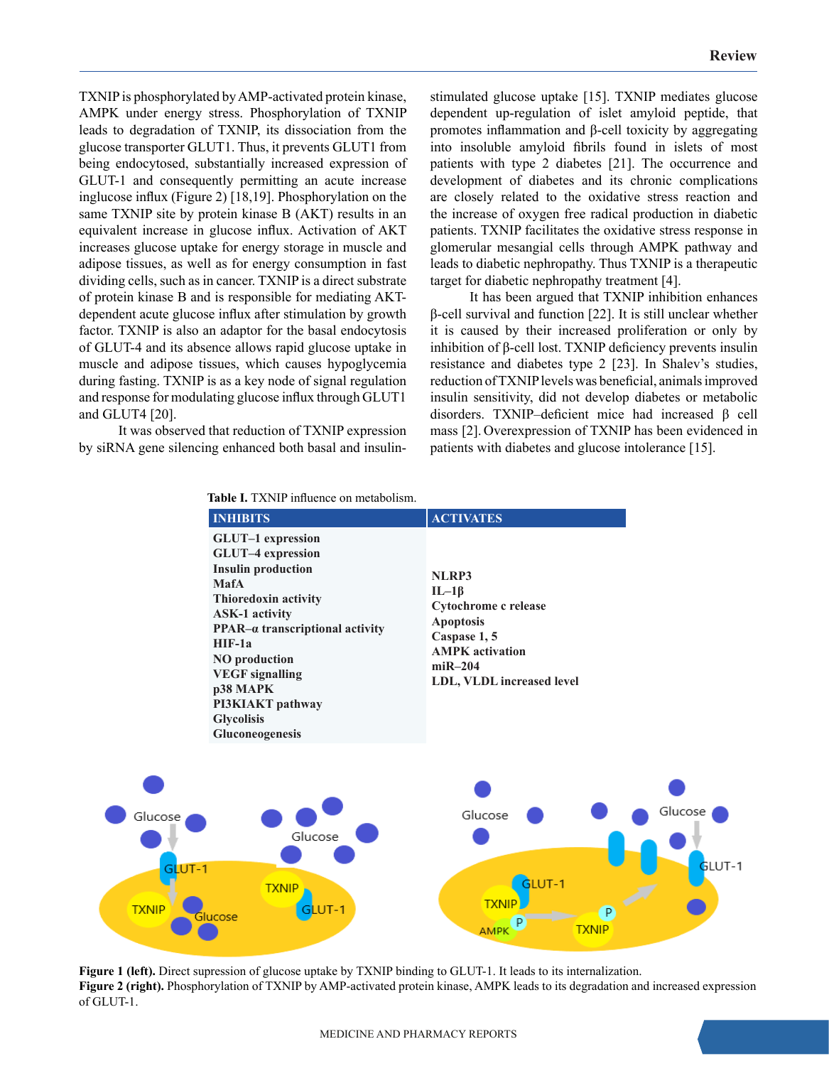TXNIP is phosphorylated by AMP-activated protein kinase, AMPK under energy stress. Phosphorylation of TXNIP leads to degradation of TXNIP, its dissociation from the glucose transporter GLUT1. Thus, it prevents GLUT1 from being endocytosed, substantially increased expression of GLUT-1 and consequently permitting an acute increase inglucose influx (Figure 2) [18,19]. Phosphorylation on the same TXNIP site by protein kinase B (AKT) results in an equivalent increase in glucose influx. Activation of AKT increases glucose uptake for energy storage in muscle and adipose tissues, as well as for energy consumption in fast dividing cells, such as in cancer. TXNIP is a direct substrate of protein kinase B and is responsible for mediating AKT-dependent acute glucose influx after stimulation by growth factor. TXNIP is also an adaptor for the basal endocytosis of GLUT-4 and its absence allows rapid glucose uptake in muscle and adipose tissues, which causes hypoglycemia during fasting. TXNIP is as a key node of signal regulation and response for modulating glucose influx through GLUT1 and GLUT4 [20].

It was observed that reduction of TXNIP expression by siRNA gene silencing enhanced both basal and insulin-stimulated glucose uptake [15]. TXNIP mediates glucose dependent up-regulation of islet amyloid peptide, that promotes inflammation and β-cell toxicity by aggregating into insoluble amyloid fibrils found in islets of most patients with type 2 diabetes [21]. The occurrence and development of diabetes and its chronic complications are closely related to the oxidative stress reaction and the increase of oxygen free radical production in diabetic patients. TXNIP facilitates the oxidative stress response in glomerular mesangial cells through AMPK pathway and leads to diabetic nephropathy. Thus TXNIP is a therapeutic target for diabetic nephropathy treatment [4].

It has been argued that TXNIP inhibition enhances β-cell survival and function [22]. It is still unclear whether it is caused by their increased proliferation or only by inhibition of β-cell lost. TXNIP deficiency prevents insulin resistance and diabetes type 2 [23]. In Shalev's studies, reduction of TXNIP levels was beneficial, animals improved insulin sensitivity, did not develop diabetes or metabolic disorders. TXNIP–deficient mice had increased β cell mass [2]. Overexpression of TXNIP has been evidenced in patients with diabetes and glucose intolerance [15].

**Table I.** TXNIP influence on metabolism.

| INHIBITS | ACTIVATES |
|---|---|
| GLUT–1 expression | NLRP3 |
| GLUT–4 expression | IL–1β |
| Insulin production | Cytochrome c release |
| MafA | Apoptosis |
| Thioredoxin activity | Caspase 1, 5 |
| ASK-1 activity | AMPK activation |
| PPAR–α transcriptional activity | miR–204 |
| HIF-1a | LDL, VLDL increased level |
| NO production | |
| VEGF signalling | |
| p38 MAPK | |
| PI3KIAKT pathway | |
| Glycolisis | |
| Gluconeogenesis | |

**Figure 1 (left).** Direct supression of glucose uptake by TXNIP binding to GLUT-1. It leads to its internalization.
**Figure 2 (right).** Phosphorylation of TXNIP by AMP-activated protein kinase, AMPK leads to its degradation and increased expression of GLUT-1.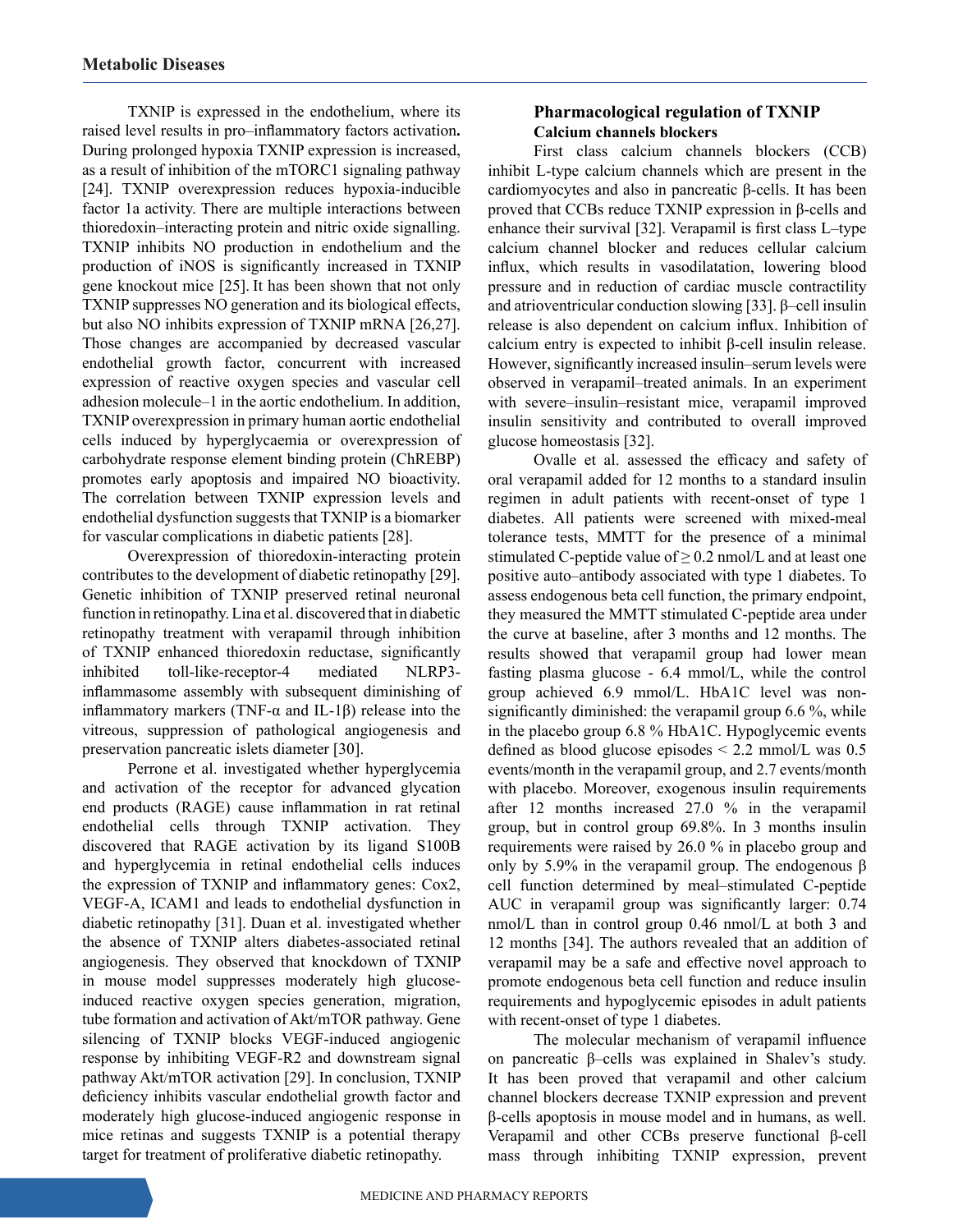TXNIP is expressed in the endothelium, where its raised level results in pro–inflammatory factors activation**.** During prolonged hypoxia TXNIP expression is increased, as a result of inhibition of the mTORC1 signaling pathway [24]. TXNIP overexpression reduces hypoxia-inducible factor 1a activity. There are multiple interactions between thioredoxin–interacting protein and nitric oxide signalling. TXNIP inhibits NO production in endothelium and the production of iNOS is significantly increased in TXNIP gene knockout mice [25]. It has been shown that not only TXNIP suppresses NO generation and its biological effects, but also NO inhibits expression of TXNIP mRNA [26,27]. Those changes are accompanied by decreased vascular endothelial growth factor, concurrent with increased expression of reactive oxygen species and vascular cell adhesion molecule–1 in the aortic endothelium. In addition, TXNIP overexpression in primary human aortic endothelial cells induced by hyperglycaemia or overexpression of carbohydrate response element binding protein (ChREBP) promotes early apoptosis and impaired NO bioactivity. The correlation between TXNIP expression levels and endothelial dysfunction suggests that TXNIP is a biomarker for vascular complications in diabetic patients [28].

Overexpression of thioredoxin-interacting protein contributes to the development of diabetic retinopathy [29]. Genetic inhibition of TXNIP preserved retinal neuronal function in retinopathy. Lina et al. discovered that in diabetic retinopathy treatment with verapamil through inhibition of TXNIP enhanced thioredoxin reductase, significantly inhibited toll-like-receptor-4 mediated NLRP3-inflammasome assembly with subsequent diminishing of inflammatory markers (TNF-α and IL-1β) release into the vitreous, suppression of pathological angiogenesis and preservation pancreatic islets diameter [30].

Perrone et al. investigated whether hyperglycemia and activation of the receptor for advanced glycation end products (RAGE) cause inflammation in rat retinal endothelial cells through TXNIP activation. They discovered that RAGE activation by its ligand S100B and hyperglycemia in retinal endothelial cells induces the expression of TXNIP and inflammatory genes: Cox2, VEGF-A, ICAM1 and leads to endothelial dysfunction in diabetic retinopathy [31]. Duan et al. investigated whether the absence of TXNIP alters diabetes-associated retinal angiogenesis. They observed that knockdown of TXNIP in mouse model suppresses moderately high glucose-induced reactive oxygen species generation, migration, tube formation and activation of Akt/mTOR pathway. Gene silencing of TXNIP blocks VEGF-induced angiogenic response by inhibiting VEGF-R2 and downstream signal pathway Akt/mTOR activation [29]. In conclusion, TXNIP deficiency inhibits vascular endothelial growth factor and moderately high glucose-induced angiogenic response in mice retinas and suggests TXNIP is a potential therapy target for treatment of proliferative diabetic retinopathy.

## Pharmacological regulation of TXNIP

### Calcium channels blockers

First class calcium channels blockers (CCB) inhibit L-type calcium channels which are present in the cardiomyocytes and also in pancreatic β-cells. It has been proved that CCBs reduce TXNIP expression in β-cells and enhance their survival [32]. Verapamil is first class L–type calcium channel blocker and reduces cellular calcium influx, which results in vasodilatation, lowering blood pressure and in reduction of cardiac muscle contractility and atrioventricular conduction slowing [33]. β–cell insulin release is also dependent on calcium influx. Inhibition of calcium entry is expected to inhibit β-cell insulin release. However, significantly increased insulin–serum levels were observed in verapamil–treated animals. In an experiment with severe–insulin–resistant mice, verapamil improved insulin sensitivity and contributed to overall improved glucose homeostasis [32].

Ovalle et al. assessed the efficacy and safety of oral verapamil added for 12 months to a standard insulin regimen in adult patients with recent-onset of type 1 diabetes. All patients were screened with mixed-meal tolerance tests, MMTT for the presence of a minimal stimulated C-peptide value of ≥ 0.2 nmol/L and at least one positive auto–antibody associated with type 1 diabetes. To assess endogenous beta cell function, the primary endpoint, they measured the MMTT stimulated C-peptide area under the curve at baseline, after 3 months and 12 months. The results showed that verapamil group had lower mean fasting plasma glucose - 6.4 mmol/L, while the control group achieved 6.9 mmol/L. HbA1C level was non-significantly diminished: the verapamil group 6.6 %, while in the placebo group 6.8 % HbA1C. Hypoglycemic events defined as blood glucose episodes < 2.2 mmol/L was 0.5 events/month in the verapamil group, and 2.7 events/month with placebo. Moreover, exogenous insulin requirements after 12 months increased 27.0 % in the verapamil group, but in control group 69.8%. In 3 months insulin requirements were raised by 26.0 % in placebo group and only by 5.9% in the verapamil group. The endogenous β cell function determined by meal–stimulated C-peptide AUC in verapamil group was significantly larger: 0.74 nmol/L than in control group 0.46 nmol/L at both 3 and 12 months [34]. The authors revealed that an addition of verapamil may be a safe and effective novel approach to promote endogenous beta cell function and reduce insulin requirements and hypoglycemic episodes in adult patients with recent-onset of type 1 diabetes.

The molecular mechanism of verapamil influence on pancreatic β–cells was explained in Shalev's study. It has been proved that verapamil and other calcium channel blockers decrease TXNIP expression and prevent β-cells apoptosis in mouse model and in humans, as well. Verapamil and other CCBs preserve functional β-cell mass through inhibiting TXNIP expression, prevent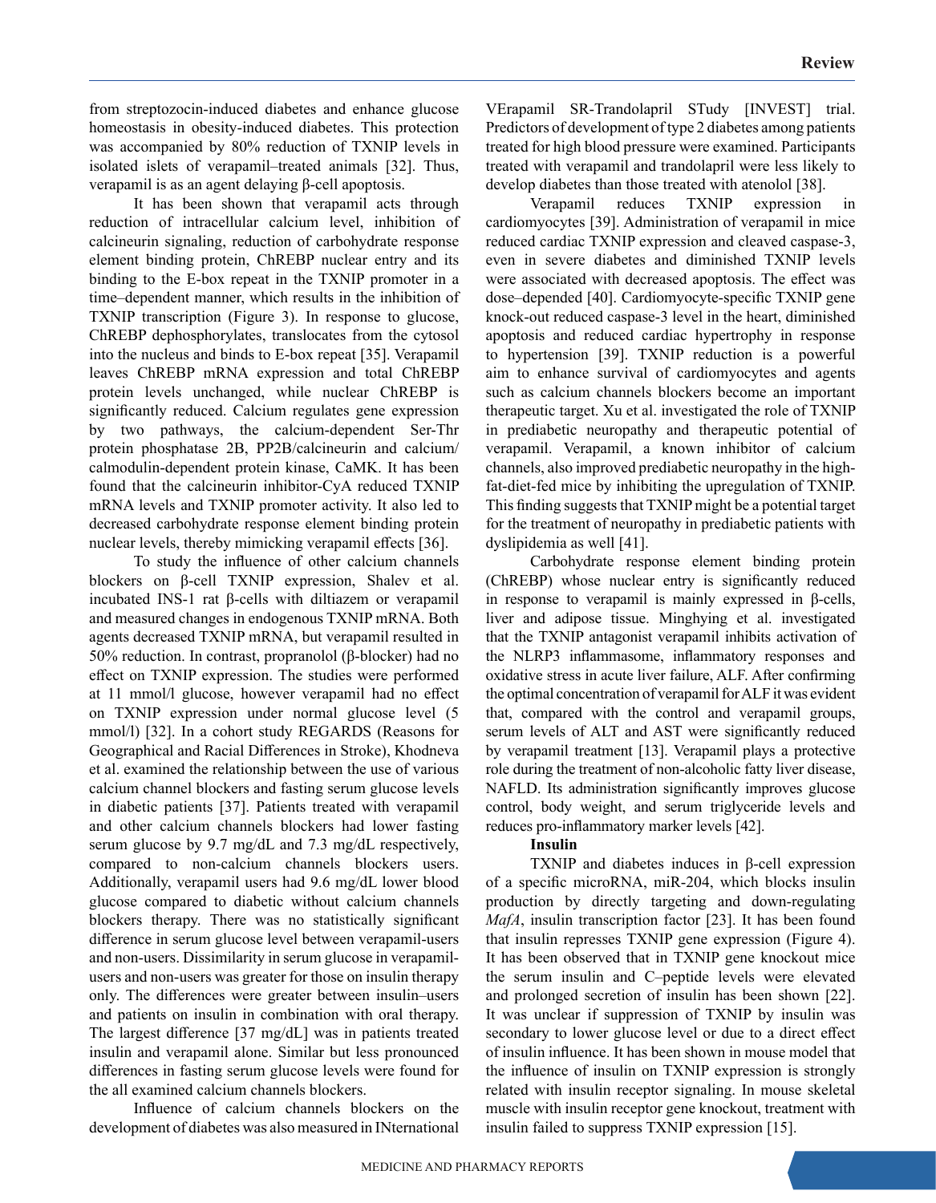from streptozocin-induced diabetes and enhance glucose homeostasis in obesity-induced diabetes. This protection was accompanied by 80% reduction of TXNIP levels in isolated islets of verapamil–treated animals [32]. Thus, verapamil is as an agent delaying β-cell apoptosis.

It has been shown that verapamil acts through reduction of intracellular calcium level, inhibition of calcineurin signaling, reduction of carbohydrate response element binding protein, ChREBP nuclear entry and its binding to the E-box repeat in the TXNIP promoter in a time–dependent manner, which results in the inhibition of TXNIP transcription (Figure 3). In response to glucose, ChREBP dephosphorylates, translocates from the cytosol into the nucleus and binds to E-box repeat [35]. Verapamil leaves ChREBP mRNA expression and total ChREBP protein levels unchanged, while nuclear ChREBP is significantly reduced. Calcium regulates gene expression by two pathways, the calcium-dependent Ser-Thr protein phosphatase 2B, PP2B/calcineurin and calcium/calmodulin-dependent protein kinase, CaMK. It has been found that the calcineurin inhibitor-CyA reduced TXNIP mRNA levels and TXNIP promoter activity. It also led to decreased carbohydrate response element binding protein nuclear levels, thereby mimicking verapamil effects [36].

To study the influence of other calcium channels blockers on β-cell TXNIP expression, Shalev et al. incubated INS-1 rat β-cells with diltiazem or verapamil and measured changes in endogenous TXNIP mRNA. Both agents decreased TXNIP mRNA, but verapamil resulted in 50% reduction. In contrast, propranolol (β-blocker) had no effect on TXNIP expression. The studies were performed at 11 mmol/l glucose, however verapamil had no effect on TXNIP expression under normal glucose level (5 mmol/l) [32]. In a cohort study REGARDS (Reasons for Geographical and Racial Differences in Stroke), Khodneva et al. examined the relationship between the use of various calcium channel blockers and fasting serum glucose levels in diabetic patients [37]. Patients treated with verapamil and other calcium channels blockers had lower fasting serum glucose by 9.7 mg/dL and 7.3 mg/dL respectively, compared to non-calcium channels blockers users. Additionally, verapamil users had 9.6 mg/dL lower blood glucose compared to diabetic without calcium channels blockers therapy. There was no statistically significant difference in serum glucose level between verapamil-users and non-users. Dissimilarity in serum glucose in verapamil-users and non-users was greater for those on insulin therapy only. The differences were greater between insulin–users and patients on insulin in combination with oral therapy. The largest difference [37 mg/dL] was in patients treated insulin and verapamil alone. Similar but less pronounced differences in fasting serum glucose levels were found for the all examined calcium channels blockers.

Influence of calcium channels blockers on the development of diabetes was also measured in INternational VErapamil SR-Trandolapril STudy [INVEST] trial. Predictors of development of type 2 diabetes among patients treated for high blood pressure were examined. Participants treated with verapamil and trandolapril were less likely to develop diabetes than those treated with atenolol [38].

Verapamil reduces TXNIP expression in cardiomyocytes [39]. Administration of verapamil in mice reduced cardiac TXNIP expression and cleaved caspase-3, even in severe diabetes and diminished TXNIP levels were associated with decreased apoptosis. The effect was dose–depended [40]. Cardiomyocyte-specific TXNIP gene knock-out reduced caspase-3 level in the heart, diminished apoptosis and reduced cardiac hypertrophy in response to hypertension [39]. TXNIP reduction is a powerful aim to enhance survival of cardiomyocytes and agents such as calcium channels blockers become an important therapeutic target. Xu et al. investigated the role of TXNIP in prediabetic neuropathy and therapeutic potential of verapamil. Verapamil, a known inhibitor of calcium channels, also improved prediabetic neuropathy in the high-fat-diet-fed mice by inhibiting the upregulation of TXNIP. This finding suggests that TXNIP might be a potential target for the treatment of neuropathy in prediabetic patients with dyslipidemia as well [41].

Carbohydrate response element binding protein (ChREBP) whose nuclear entry is significantly reduced in response to verapamil is mainly expressed in β-cells, liver and adipose tissue. Minghying et al. investigated that the TXNIP antagonist verapamil inhibits activation of the NLRP3 inflammasome, inflammatory responses and oxidative stress in acute liver failure, ALF. After confirming the optimal concentration of verapamil for ALF it was evident that, compared with the control and verapamil groups, serum levels of ALT and AST were significantly reduced by verapamil treatment [13]. Verapamil plays a protective role during the treatment of non-alcoholic fatty liver disease, NAFLD. Its administration significantly improves glucose control, body weight, and serum triglyceride levels and reduces pro-inflammatory marker levels [42].

**Insulin**

TXNIP and diabetes induces in β-cell expression of a specific microRNA, miR-204, which blocks insulin production by directly targeting and down-regulating *MafA*, insulin transcription factor [23]. It has been found that insulin represses TXNIP gene expression (Figure 4). It has been observed that in TXNIP gene knockout mice the serum insulin and C–peptide levels were elevated and prolonged secretion of insulin has been shown [22]. It was unclear if suppression of TXNIP by insulin was secondary to lower glucose level or due to a direct effect of insulin influence. It has been shown in mouse model that the influence of insulin on TXNIP expression is strongly related with insulin receptor signaling. In mouse skeletal muscle with insulin receptor gene knockout, treatment with insulin failed to suppress TXNIP expression [15].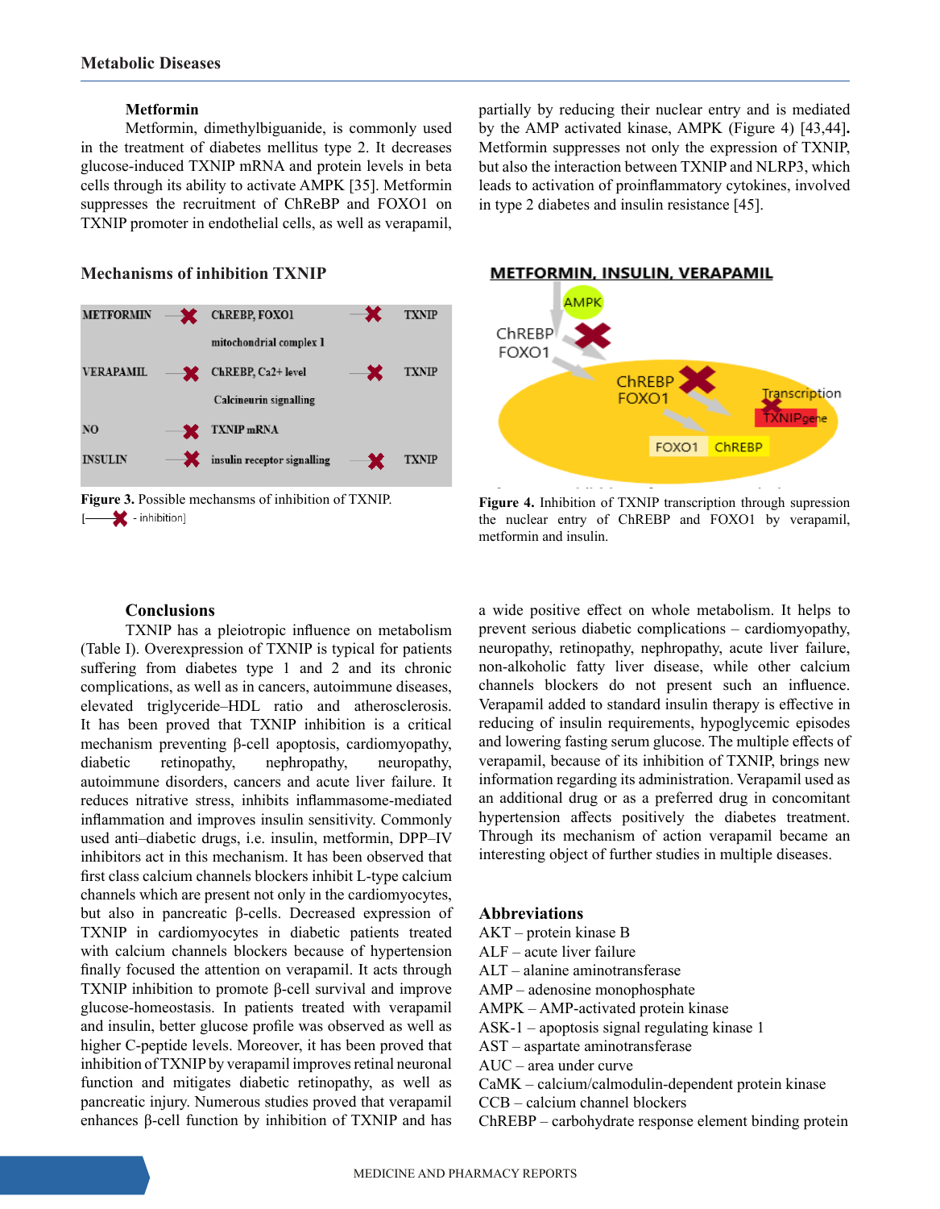### Metformin

Metformin, dimethylbiguanide, is commonly used in the treatment of diabetes mellitus type 2. It decreases glucose-induced TXNIP mRNA and protein levels in beta cells through its ability to activate AMPK [35]. Metformin suppresses the recruitment of ChReBP and FOXO1 on TXNIP promoter in endothelial cells, as well as verapamil, partially by reducing their nuclear entry and is mediated by the AMP activated kinase, AMPK (Figure 4) [43,44]. Metformin suppresses not only the expression of TXNIP, but also the interaction between TXNIP and NLRP3, which leads to activation of proinflammatory cytokines, involved in type 2 diabetes and insulin resistance [45].

### Mechanisms of inhibition TXNIP

| | | | | |
|---|---|---|---|---|
| METFORMIN | ✖ | ChREBP, FOXO1 | ✖ | TXNIP |
| | | mitochondrial complex 1 | | |
| VERAPAMIL | ✖ | ChREBP, Ca2+ level | ✖ | TXNIP |
| | | Calcineurin signalling | | |
| NO | ✖ | TXNIP mRNA | | |
| INSULIN | ✖ | insulin receptor signalling | ✖ | TXNIP |

**Figure 3.** Possible mechansms of inhibition of TXNIP.
[——✖ - inhibition]

METFORMIN, INSULIN, VERAPAMIL

AMPK, ChREBP, FOXO1, ChREBP, FOXO1, Transcription, TXNIPgene, FOXO1, ChREBP

**Figure 4.** Inhibition of TXNIP transcription through supression the nuclear entry of ChREBP and FOXO1 by verapamil, metformin and insulin.

### Conclusions

TXNIP has a pleiotropic influence on metabolism (Table I). Overexpression of TXNIP is typical for patients suffering from diabetes type 1 and 2 and its chronic complications, as well as in cancers, autoimmune diseases, elevated triglyceride–HDL ratio and atherosclerosis. It has been proved that TXNIP inhibition is a critical mechanism preventing β-cell apoptosis, cardiomyopathy, diabetic retinopathy, nephropathy, neuropathy, autoimmune disorders, cancers and acute liver failure. It reduces nitrative stress, inhibits inflammasome-mediated inflammation and improves insulin sensitivity. Commonly used anti–diabetic drugs, i.e. insulin, metformin, DPP–IV inhibitors act in this mechanism. It has been observed that first class calcium channels blockers inhibit L-type calcium channels which are present not only in the cardiomyocytes, but also in pancreatic β-cells. Decreased expression of TXNIP in cardiomyocytes in diabetic patients treated with calcium channels blockers because of hypertension finally focused the attention on verapamil. It acts through TXNIP inhibition to promote β-cell survival and improve glucose-homeostasis. In patients treated with verapamil and insulin, better glucose profile was observed as well as higher C-peptide levels. Moreover, it has been proved that inhibition of TXNIP by verapamil improves retinal neuronal function and mitigates diabetic retinopathy, as well as pancreatic injury. Numerous studies proved that verapamil enhances β-cell function by inhibition of TXNIP and has a wide positive effect on whole metabolism. It helps to prevent serious diabetic complications – cardiomyopathy, neuropathy, retinopathy, nephropathy, acute liver failure, non-alkoholic fatty liver disease, while other calcium channels blockers do not present such an influence. Verapamil added to standard insulin therapy is effective in reducing of insulin requirements, hypoglycemic episodes and lowering fasting serum glucose. The multiple effects of verapamil, because of its inhibition of TXNIP, brings new information regarding its administration. Verapamil used as an additional drug or as a preferred drug in concomitant hypertension affects positively the diabetes treatment. Through its mechanism of action verapamil became an interesting object of further studies in multiple diseases.

### Abbreviations

AKT – protein kinase B
ALF – acute liver failure
ALT – alanine aminotransferase
AMP – adenosine monophosphate
AMPK – AMP-activated protein kinase
ASK-1 – apoptosis signal regulating kinase 1
AST – aspartate aminotransferase
AUC – area under curve
CaMK – calcium/calmodulin-dependent protein kinase
CCB – calcium channel blockers
ChREBP – carbohydrate response element binding protein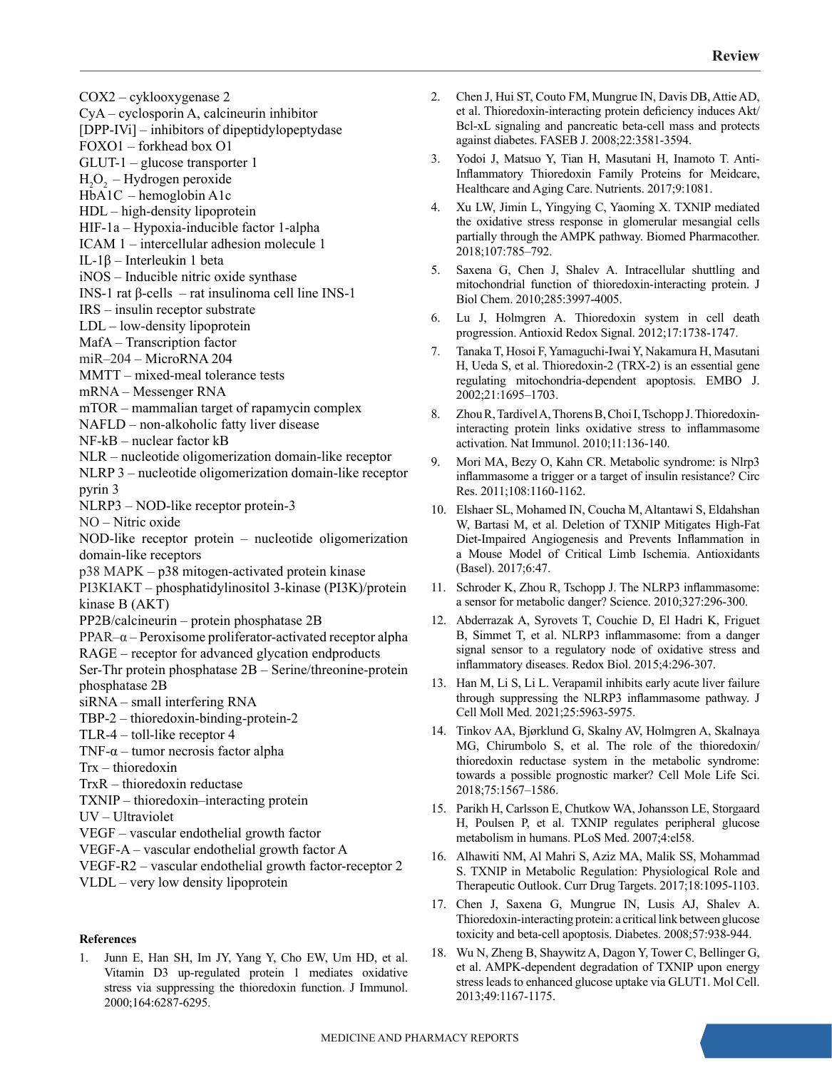COX2 – cyklooxygenase 2
CyA – cyclosporin A, calcineurin inhibitor
[DPP-IVi] – inhibitors of dipeptidylopeptydase
FOXO1 – forkhead box O1
GLUT-1 – glucose transporter 1
$H_2O_2$ – Hydrogen peroxide
HbA1C – hemoglobin A1c
HDL – high-density lipoprotein
HIF-1a – Hypoxia-inducible factor 1-alpha
ICAM 1 – intercellular adhesion molecule 1
IL-1β – Interleukin 1 beta
iNOS – Inducible nitric oxide synthase
INS-1 rat β-cells – rat insulinoma cell line INS-1
IRS – insulin receptor substrate
LDL – low-density lipoprotein
MafA – Transcription factor
miR–204 – MicroRNA 204
MMTT – mixed-meal tolerance tests
mRNA – Messenger RNA
mTOR – mammalian target of rapamycin complex
NAFLD – non-alkoholic fatty liver disease
NF-kB – nuclear factor kB
NLR – nucleotide oligomerization domain-like receptor
NLRP 3 – nucleotide oligomerization domain-like receptor pyrin 3
NLRP3 – NOD-like receptor protein-3
NO – Nitric oxide
NOD-like receptor protein – nucleotide oligomerization domain-like receptors
p38 MAPK – p38 mitogen-activated protein kinase
PI3KIAKT – phosphatidylinositol 3-kinase (PI3K)/protein kinase B (AKT)
PP2B/calcineurin – protein phosphatase 2B
PPAR–α – Peroxisome proliferator-activated receptor alpha
RAGE – receptor for advanced glycation endproducts
Ser-Thr protein phosphatase 2B – Serine/threonine-protein phosphatase 2B
siRNA – small interfering RNA
TBP-2 – thioredoxin-binding-protein-2
TLR-4 – toll-like receptor 4
TNF-α – tumor necrosis factor alpha
Trx – thioredoxin
TrxR – thioredoxin reductase
TXNIP – thioredoxin–interacting protein
UV – Ultraviolet
VEGF – vascular endothelial growth factor
VEGF-A – vascular endothelial growth factor A
VEGF-R2 – vascular endothelial growth factor-receptor 2
VLDL – very low density lipoprotein

### References

1. Junn E, Han SH, Im JY, Yang Y, Cho EW, Um HD, et al. Vitamin D3 up-regulated protein 1 mediates oxidative stress via suppressing the thioredoxin function. J Immunol. 2000;164:6287-6295.
2. Chen J, Hui ST, Couto FM, Mungrue IN, Davis DB, Attie AD, et al. Thioredoxin-interacting protein deficiency induces Akt/Bcl-xL signaling and pancreatic beta-cell mass and protects against diabetes. FASEB J. 2008;22:3581-3594.
3. Yodoi J, Matsuo Y, Tian H, Masutani H, Inamoto T. Anti-Inflammatory Thioredoxin Family Proteins for Meidcare, Healthcare and Aging Care. Nutrients. 2017;9:1081.
4. Xu LW, Jimin L, Yingying C, Yaoming X. TXNIP mediated the oxidative stress response in glomerular mesangial cells partially through the AMPK pathway. Biomed Pharmacother. 2018;107:785–792.
5. Saxena G, Chen J, Shalev A. Intracellular shuttling and mitochondrial function of thioredoxin-interacting protein. J Biol Chem. 2010;285:3997-4005.
6. Lu J, Holmgren A. Thioredoxin system in cell death progression. Antioxid Redox Signal. 2012;17:1738-1747.
7. Tanaka T, Hosoi F, Yamaguchi-Iwai Y, Nakamura H, Masutani H, Ueda S, et al. Thioredoxin-2 (TRX-2) is an essential gene regulating mitochondria-dependent apoptosis. EMBO J. 2002;21:1695–1703.
8. Zhou R, Tardivel A, Thorens B, Choi I, Tschopp J. Thioredoxin-interacting protein links oxidative stress to inflammasome activation. Nat Immunol. 2010;11:136-140.
9. Mori MA, Bezy O, Kahn CR. Metabolic syndrome: is Nlrp3 inflammasome a trigger or a target of insulin resistance? Circ Res. 2011;108:1160-1162.
10. Elshaer SL, Mohamed IN, Coucha M, Altantawi S, Eldahshan W, Bartasi M, et al. Deletion of TXNIP Mitigates High-Fat Diet-Impaired Angiogenesis and Prevents Inflammation in a Mouse Model of Critical Limb Ischemia. Antioxidants (Basel). 2017;6:47.
11. Schroder K, Zhou R, Tschopp J. The NLRP3 inflammasome: a sensor for metabolic danger? Science. 2010;327:296-300.
12. Abderrazak A, Syrovets T, Couchie D, El Hadri K, Friguet B, Simmet T, et al. NLRP3 inflammasome: from a danger signal sensor to a regulatory node of oxidative stress and inflammatory diseases. Redox Biol. 2015;4:296-307.
13. Han M, Li S, Li L. Verapamil inhibits early acute liver failure through suppressing the NLRP3 inflammasome pathway. J Cell Moll Med. 2021;25:5963-5975.
14. Tinkov AA, Bjørklund G, Skalny AV, Holmgren A, Skalnaya MG, Chirumbolo S, et al. The role of the thioredoxin/thioredoxin reductase system in the metabolic syndrome: towards a possible prognostic marker? Cell Mole Life Sci. 2018;75:1567–1586.
15. Parikh H, Carlsson E, Chutkow WA, Johansson LE, Storgaard H, Poulsen P, et al. TXNIP regulates peripheral glucose metabolism in humans. PLoS Med. 2007;4:el58.
16. Alhawiti NM, Al Mahri S, Aziz MA, Malik SS, Mohammad S. TXNIP in Metabolic Regulation: Physiological Role and Therapeutic Outlook. Curr Drug Targets. 2017;18:1095-1103.
17. Chen J, Saxena G, Mungrue IN, Lusis AJ, Shalev A. Thioredoxin-interacting protein: a critical link between glucose toxicity and beta-cell apoptosis. Diabetes. 2008;57:938-944.
18. Wu N, Zheng B, Shaywitz A, Dagon Y, Tower C, Bellinger G, et al. AMPK-dependent degradation of TXNIP upon energy stress leads to enhanced glucose uptake via GLUT1. Mol Cell. 2013;49:1167-1175.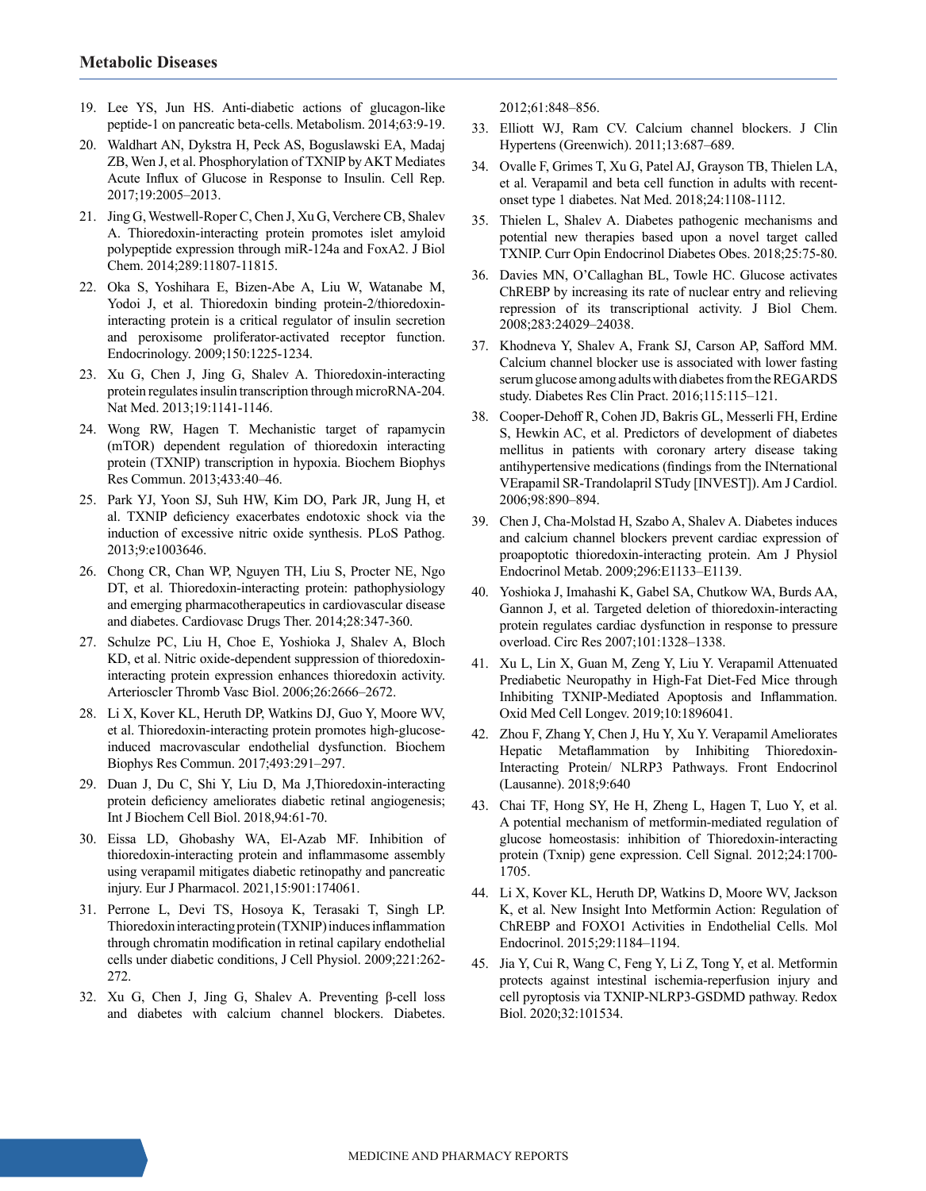19. Lee YS, Jun HS. Anti-diabetic actions of glucagon-like peptide-1 on pancreatic beta-cells. Metabolism. 2014;63:9-19.
20. Waldhart AN, Dykstra H, Peck AS, Boguslawski EA, Madaj ZB, Wen J, et al. Phosphorylation of TXNIP by AKT Mediates Acute Influx of Glucose in Response to Insulin. Cell Rep. 2017;19:2005–2013.
21. Jing G, Westwell-Roper C, Chen J, Xu G, Verchere CB, Shalev A. Thioredoxin-interacting protein promotes islet amyloid polypeptide expression through miR-124a and FoxA2. J Biol Chem. 2014;289:11807-11815.
22. Oka S, Yoshihara E, Bizen-Abe A, Liu W, Watanabe M, Yodoi J, et al. Thioredoxin binding protein-2/thioredoxin-interacting protein is a critical regulator of insulin secretion and peroxisome proliferator-activated receptor function. Endocrinology. 2009;150:1225-1234.
23. Xu G, Chen J, Jing G, Shalev A. Thioredoxin-interacting protein regulates insulin transcription through microRNA-204. Nat Med. 2013;19:1141-1146.
24. Wong RW, Hagen T. Mechanistic target of rapamycin (mTOR) dependent regulation of thioredoxin interacting protein (TXNIP) transcription in hypoxia. Biochem Biophys Res Commun. 2013;433:40–46.
25. Park YJ, Yoon SJ, Suh HW, Kim DO, Park JR, Jung H, et al. TXNIP deficiency exacerbates endotoxic shock via the induction of excessive nitric oxide synthesis. PLoS Pathog. 2013;9:e1003646.
26. Chong CR, Chan WP, Nguyen TH, Liu S, Procter NE, Ngo DT, et al. Thioredoxin-interacting protein: pathophysiology and emerging pharmacotherapeutics in cardiovascular disease and diabetes. Cardiovasc Drugs Ther. 2014;28:347-360.
27. Schulze PC, Liu H, Choe E, Yoshioka J, Shalev A, Bloch KD, et al. Nitric oxide-dependent suppression of thioredoxin-interacting protein expression enhances thioredoxin activity. Arterioscler Thromb Vasc Biol. 2006;26:2666–2672.
28. Li X, Kover KL, Heruth DP, Watkins DJ, Guo Y, Moore WV, et al. Thioredoxin-interacting protein promotes high-glucose-induced macrovascular endothelial dysfunction. Biochem Biophys Res Commun. 2017;493:291–297.
29. Duan J, Du C, Shi Y, Liu D, Ma J,Thioredoxin-interacting protein deficiency ameliorates diabetic retinal angiogenesis; Int J Biochem Cell Biol. 2018,94:61-70.
30. Eissa LD, Ghobashy WA, El-Azab MF. Inhibition of thioredoxin-interacting protein and inflammasome assembly using verapamil mitigates diabetic retinopathy and pancreatic injury. Eur J Pharmacol. 2021,15:901:174061.
31. Perrone L, Devi TS, Hosoya K, Terasaki T, Singh LP. Thioredoxin interacting protein (TXNIP) induces inflammation through chromatin modification in retinal capilary endothelial cells under diabetic conditions, J Cell Physiol. 2009;221:262-272.
32. Xu G, Chen J, Jing G, Shalev A. Preventing β-cell loss and diabetes with calcium channel blockers. Diabetes. 2012;61:848–856.
33. Elliott WJ, Ram CV. Calcium channel blockers. J Clin Hypertens (Greenwich). 2011;13:687–689.
34. Ovalle F, Grimes T, Xu G, Patel AJ, Grayson TB, Thielen LA, et al. Verapamil and beta cell function in adults with recent-onset type 1 diabetes. Nat Med. 2018;24:1108-1112.
35. Thielen L, Shalev A. Diabetes pathogenic mechanisms and potential new therapies based upon a novel target called TXNIP. Curr Opin Endocrinol Diabetes Obes. 2018;25:75-80.
36. Davies MN, O'Callaghan BL, Towle HC. Glucose activates ChREBP by increasing its rate of nuclear entry and relieving repression of its transcriptional activity. J Biol Chem. 2008;283:24029–24038.
37. Khodneva Y, Shalev A, Frank SJ, Carson AP, Safford MM. Calcium channel blocker use is associated with lower fasting serum glucose among adults with diabetes from the REGARDS study. Diabetes Res Clin Pract. 2016;115:115–121.
38. Cooper-Dehoff R, Cohen JD, Bakris GL, Messerli FH, Erdine S, Hewkin AC, et al. Predictors of development of diabetes mellitus in patients with coronary artery disease taking antihypertensive medications (findings from the INternational VErapamil SR-Trandolapril STudy [INVEST]). Am J Cardiol. 2006;98:890–894.
39. Chen J, Cha-Molstad H, Szabo A, Shalev A. Diabetes induces and calcium channel blockers prevent cardiac expression of proapoptotic thioredoxin-interacting protein. Am J Physiol Endocrinol Metab. 2009;296:E1133–E1139.
40. Yoshioka J, Imahashi K, Gabel SA, Chutkow WA, Burds AA, Gannon J, et al. Targeted deletion of thioredoxin-interacting protein regulates cardiac dysfunction in response to pressure overload. Circ Res 2007;101:1328–1338.
41. Xu L, Lin X, Guan M, Zeng Y, Liu Y. Verapamil Attenuated Prediabetic Neuropathy in High-Fat Diet-Fed Mice through Inhibiting TXNIP-Mediated Apoptosis and Inflammation. Oxid Med Cell Longev. 2019;10:1896041.
42. Zhou F, Zhang Y, Chen J, Hu Y, Xu Y. Verapamil Ameliorates Hepatic Metaflammation by Inhibiting Thioredoxin-Interacting Protein/ NLRP3 Pathways. Front Endocrinol (Lausanne). 2018;9:640
43. Chai TF, Hong SY, He H, Zheng L, Hagen T, Luo Y, et al. A potential mechanism of metformin-mediated regulation of glucose homeostasis: inhibition of Thioredoxin-interacting protein (Txnip) gene expression. Cell Signal. 2012;24:1700-1705.
44. Li X, Kover KL, Heruth DP, Watkins D, Moore WV, Jackson K, et al. New Insight Into Metformin Action: Regulation of ChREBP and FOXO1 Activities in Endothelial Cells. Mol Endocrinol. 2015;29:1184–1194.
45. Jia Y, Cui R, Wang C, Feng Y, Li Z, Tong Y, et al. Metformin protects against intestinal ischemia-reperfusion injury and cell pyroptosis via TXNIP-NLRP3-GSDMD pathway. Redox Biol. 2020;32:101534.